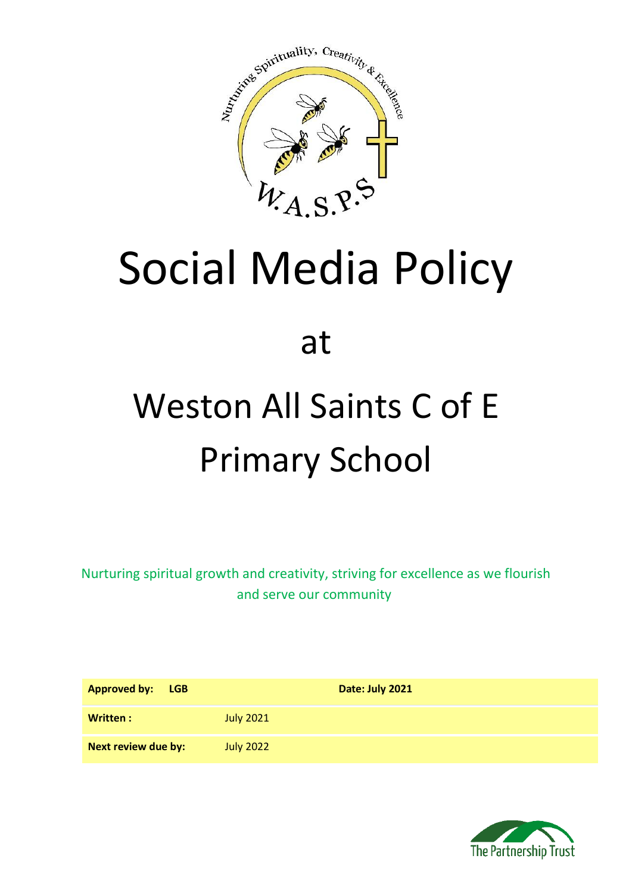# Social Media Policy

at

# Weston All Saints C of E Primary School

Nurturing spiritual growth and creativity, striving for excellence as we flourish and serve our community

| **Approved by: LGB** | | **Date: July 2021** |
| --- | --- | --- |
| **Written :** | July 2021 | |
| **Next review due by:** | July 2022 | |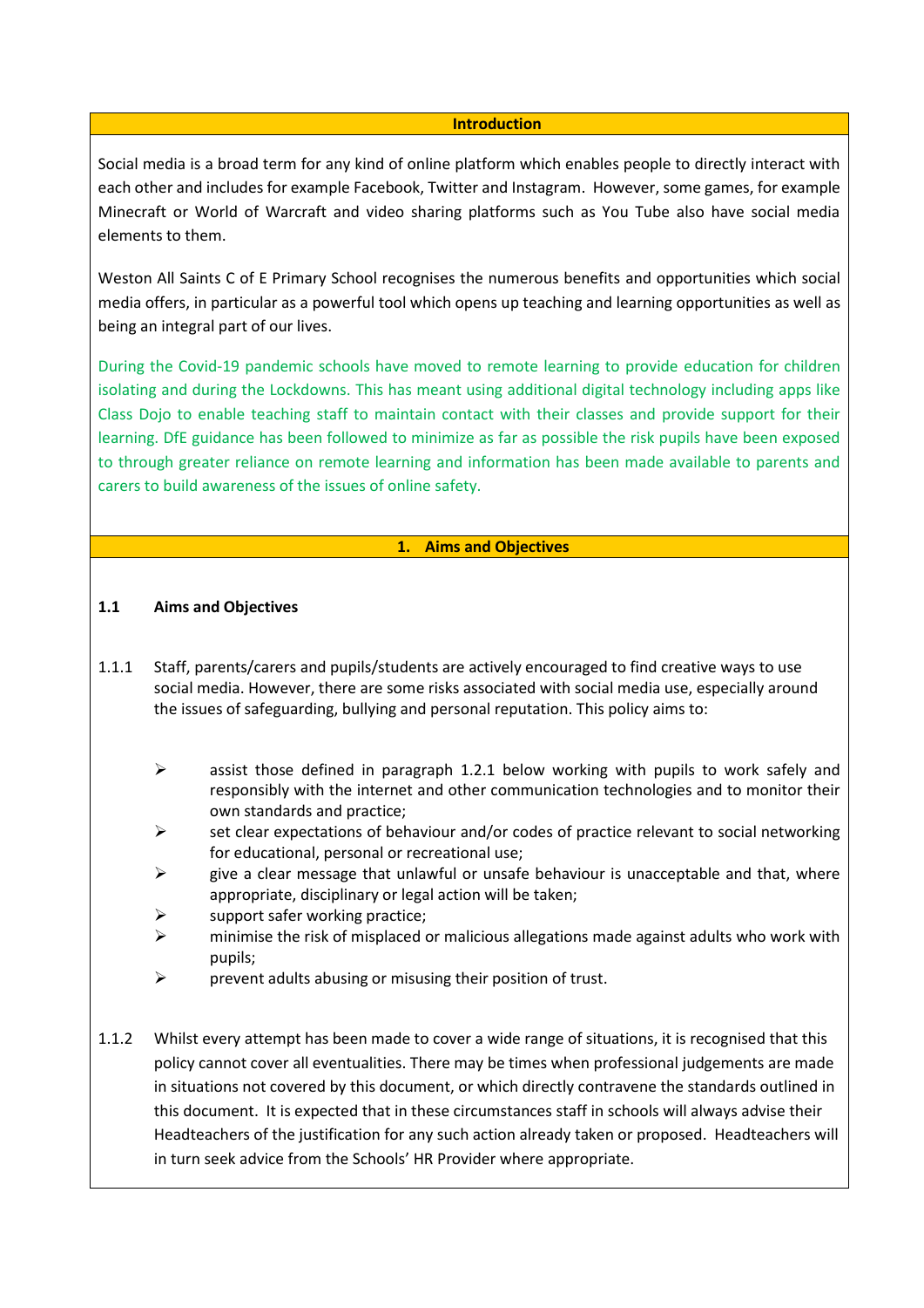## Introduction

Social media is a broad term for any kind of online platform which enables people to directly interact with each other and includes for example Facebook, Twitter and Instagram. However, some games, for example Minecraft or World of Warcraft and video sharing platforms such as You Tube also have social media elements to them.

Weston All Saints C of E Primary School recognises the numerous benefits and opportunities which social media offers, in particular as a powerful tool which opens up teaching and learning opportunities as well as being an integral part of our lives.

During the Covid-19 pandemic schools have moved to remote learning to provide education for children isolating and during the Lockdowns. This has meant using additional digital technology including apps like Class Dojo to enable teaching staff to maintain contact with their classes and provide support for their learning. DfE guidance has been followed to minimize as far as possible the risk pupils have been exposed to through greater reliance on remote learning and information has been made available to parents and carers to build awareness of the issues of online safety.

## 1. Aims and Objectives

### 1.1 Aims and Objectives

1.1.1 Staff, parents/carers and pupils/students are actively encouraged to find creative ways to use social media. However, there are some risks associated with social media use, especially around the issues of safeguarding, bullying and personal reputation. This policy aims to:

- assist those defined in paragraph 1.2.1 below working with pupils to work safely and responsibly with the internet and other communication technologies and to monitor their own standards and practice;
- set clear expectations of behaviour and/or codes of practice relevant to social networking for educational, personal or recreational use;
- give a clear message that unlawful or unsafe behaviour is unacceptable and that, where appropriate, disciplinary or legal action will be taken;
- support safer working practice;
- minimise the risk of misplaced or malicious allegations made against adults who work with pupils;
- prevent adults abusing or misusing their position of trust.

1.1.2 Whilst every attempt has been made to cover a wide range of situations, it is recognised that this policy cannot cover all eventualities. There may be times when professional judgements are made in situations not covered by this document, or which directly contravene the standards outlined in this document. It is expected that in these circumstances staff in schools will always advise their Headteachers of the justification for any such action already taken or proposed. Headteachers will in turn seek advice from the Schools' HR Provider where appropriate.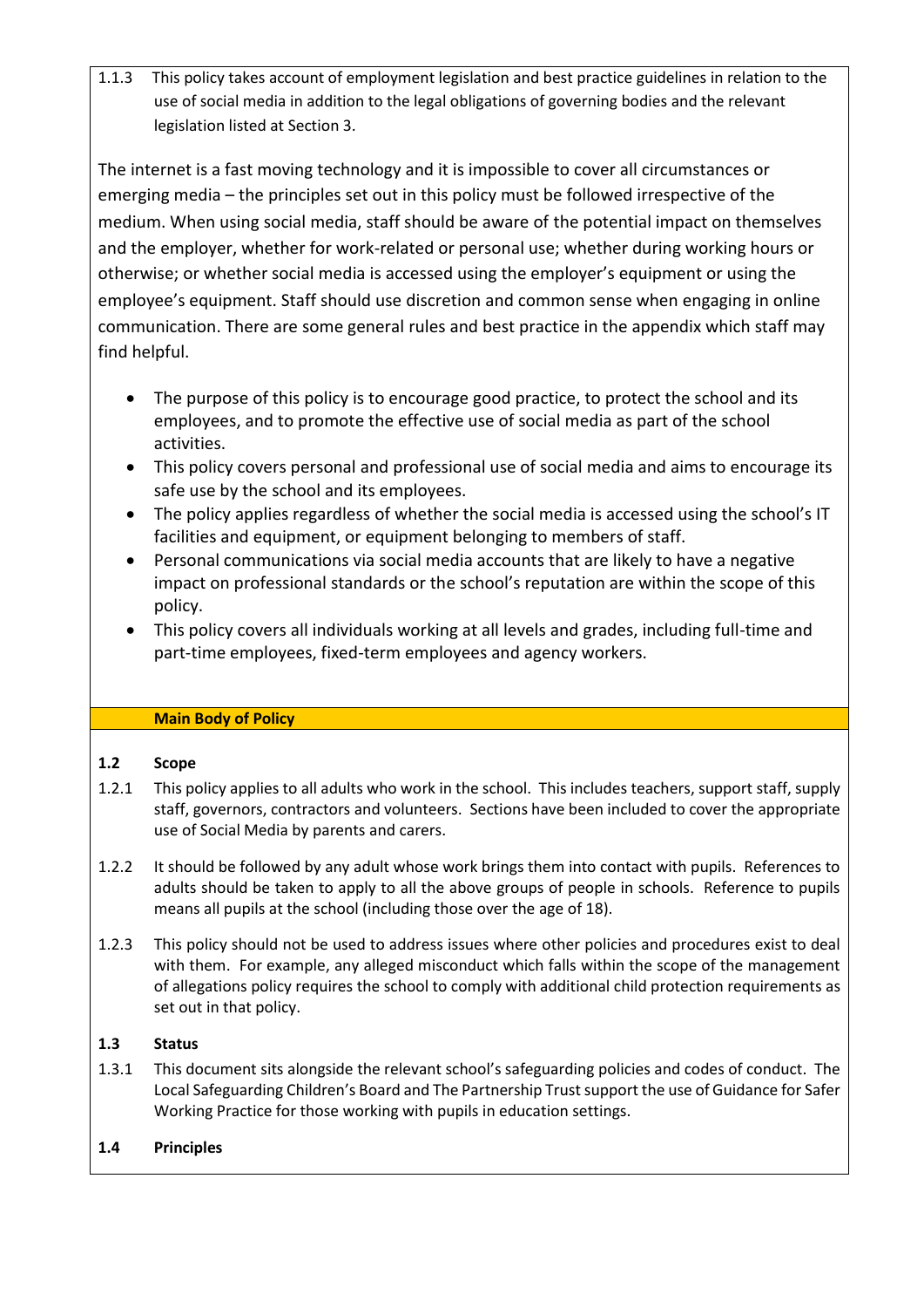1.1.3 This policy takes account of employment legislation and best practice guidelines in relation to the use of social media in addition to the legal obligations of governing bodies and the relevant legislation listed at Section 3.

The internet is a fast moving technology and it is impossible to cover all circumstances or emerging media – the principles set out in this policy must be followed irrespective of the medium. When using social media, staff should be aware of the potential impact on themselves and the employer, whether for work-related or personal use; whether during working hours or otherwise; or whether social media is accessed using the employer's equipment or using the employee's equipment. Staff should use discretion and common sense when engaging in online communication. There are some general rules and best practice in the appendix which staff may find helpful.

- The purpose of this policy is to encourage good practice, to protect the school and its employees, and to promote the effective use of social media as part of the school activities.
- This policy covers personal and professional use of social media and aims to encourage its safe use by the school and its employees.
- The policy applies regardless of whether the social media is accessed using the school's IT facilities and equipment, or equipment belonging to members of staff.
- Personal communications via social media accounts that are likely to have a negative impact on professional standards or the school's reputation are within the scope of this policy.
- This policy covers all individuals working at all levels and grades, including full-time and part-time employees, fixed-term employees and agency workers.

**Main Body of Policy**

**1.2 Scope**

1.2.1 This policy applies to all adults who work in the school. This includes teachers, support staff, supply staff, governors, contractors and volunteers. Sections have been included to cover the appropriate use of Social Media by parents and carers.

1.2.2 It should be followed by any adult whose work brings them into contact with pupils. References to adults should be taken to apply to all the above groups of people in schools. Reference to pupils means all pupils at the school (including those over the age of 18).

1.2.3 This policy should not be used to address issues where other policies and procedures exist to deal with them. For example, any alleged misconduct which falls within the scope of the management of allegations policy requires the school to comply with additional child protection requirements as set out in that policy.

**1.3 Status**

1.3.1 This document sits alongside the relevant school's safeguarding policies and codes of conduct. The Local Safeguarding Children's Board and The Partnership Trust support the use of Guidance for Safer Working Practice for those working with pupils in education settings.

**1.4 Principles**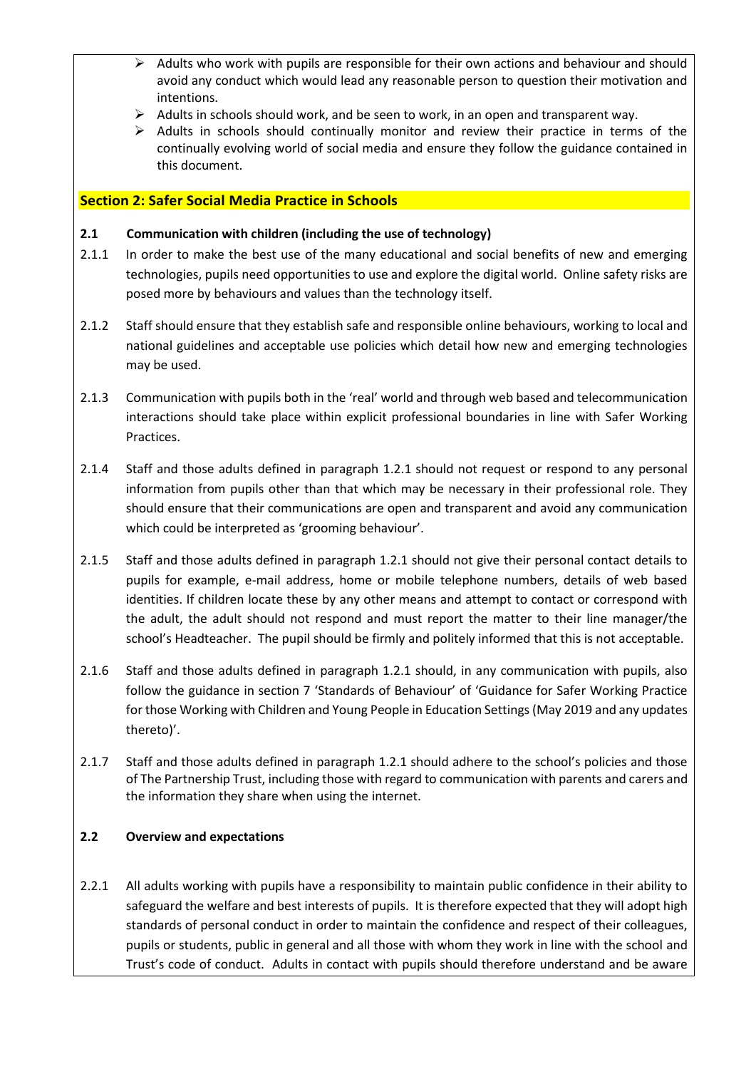- Adults who work with pupils are responsible for their own actions and behaviour and should avoid any conduct which would lead any reasonable person to question their motivation and intentions.
- Adults in schools should work, and be seen to work, in an open and transparent way.
- Adults in schools should continually monitor and review their practice in terms of the continually evolving world of social media and ensure they follow the guidance contained in this document.

## Section 2: Safer Social Media Practice in Schools

### 2.1 Communication with children (including the use of technology)

2.1.1 In order to make the best use of the many educational and social benefits of new and emerging technologies, pupils need opportunities to use and explore the digital world. Online safety risks are posed more by behaviours and values than the technology itself.

2.1.2 Staff should ensure that they establish safe and responsible online behaviours, working to local and national guidelines and acceptable use policies which detail how new and emerging technologies may be used.

2.1.3 Communication with pupils both in the 'real' world and through web based and telecommunication interactions should take place within explicit professional boundaries in line with Safer Working Practices.

2.1.4 Staff and those adults defined in paragraph 1.2.1 should not request or respond to any personal information from pupils other than that which may be necessary in their professional role. They should ensure that their communications are open and transparent and avoid any communication which could be interpreted as 'grooming behaviour'.

2.1.5 Staff and those adults defined in paragraph 1.2.1 should not give their personal contact details to pupils for example, e-mail address, home or mobile telephone numbers, details of web based identities. If children locate these by any other means and attempt to contact or correspond with the adult, the adult should not respond and must report the matter to their line manager/the school's Headteacher. The pupil should be firmly and politely informed that this is not acceptable.

2.1.6 Staff and those adults defined in paragraph 1.2.1 should, in any communication with pupils, also follow the guidance in section 7 'Standards of Behaviour' of 'Guidance for Safer Working Practice for those Working with Children and Young People in Education Settings (May 2019 and any updates thereto)'.

2.1.7 Staff and those adults defined in paragraph 1.2.1 should adhere to the school's policies and those of The Partnership Trust, including those with regard to communication with parents and carers and the information they share when using the internet.

### 2.2 Overview and expectations

2.2.1 All adults working with pupils have a responsibility to maintain public confidence in their ability to safeguard the welfare and best interests of pupils. It is therefore expected that they will adopt high standards of personal conduct in order to maintain the confidence and respect of their colleagues, pupils or students, public in general and all those with whom they work in line with the school and Trust's code of conduct. Adults in contact with pupils should therefore understand and be aware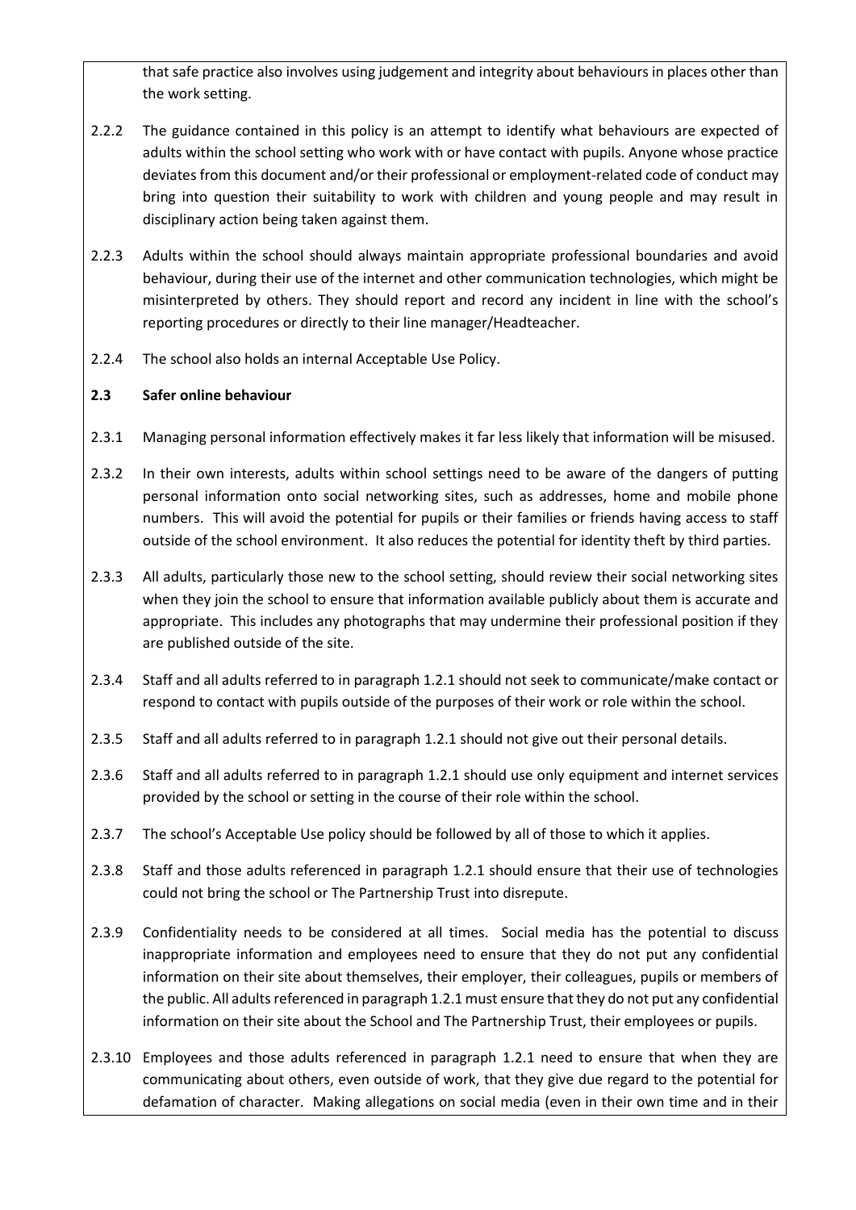that safe practice also involves using judgement and integrity about behaviours in places other than the work setting.

2.2.2 The guidance contained in this policy is an attempt to identify what behaviours are expected of adults within the school setting who work with or have contact with pupils. Anyone whose practice deviates from this document and/or their professional or employment-related code of conduct may bring into question their suitability to work with children and young people and may result in disciplinary action being taken against them.

2.2.3 Adults within the school should always maintain appropriate professional boundaries and avoid behaviour, during their use of the internet and other communication technologies, which might be misinterpreted by others. They should report and record any incident in line with the school's reporting procedures or directly to their line manager/Headteacher.

2.2.4 The school also holds an internal Acceptable Use Policy.

### 2.3 Safer online behaviour

2.3.1 Managing personal information effectively makes it far less likely that information will be misused.

2.3.2 In their own interests, adults within school settings need to be aware of the dangers of putting personal information onto social networking sites, such as addresses, home and mobile phone numbers. This will avoid the potential for pupils or their families or friends having access to staff outside of the school environment. It also reduces the potential for identity theft by third parties.

2.3.3 All adults, particularly those new to the school setting, should review their social networking sites when they join the school to ensure that information available publicly about them is accurate and appropriate. This includes any photographs that may undermine their professional position if they are published outside of the site.

2.3.4 Staff and all adults referred to in paragraph 1.2.1 should not seek to communicate/make contact or respond to contact with pupils outside of the purposes of their work or role within the school.

2.3.5 Staff and all adults referred to in paragraph 1.2.1 should not give out their personal details.

2.3.6 Staff and all adults referred to in paragraph 1.2.1 should use only equipment and internet services provided by the school or setting in the course of their role within the school.

2.3.7 The school's Acceptable Use policy should be followed by all of those to which it applies.

2.3.8 Staff and those adults referenced in paragraph 1.2.1 should ensure that their use of technologies could not bring the school or The Partnership Trust into disrepute.

2.3.9 Confidentiality needs to be considered at all times. Social media has the potential to discuss inappropriate information and employees need to ensure that they do not put any confidential information on their site about themselves, their employer, their colleagues, pupils or members of the public. All adults referenced in paragraph 1.2.1 must ensure that they do not put any confidential information on their site about the School and The Partnership Trust, their employees or pupils.

2.3.10 Employees and those adults referenced in paragraph 1.2.1 need to ensure that when they are communicating about others, even outside of work, that they give due regard to the potential for defamation of character. Making allegations on social media (even in their own time and in their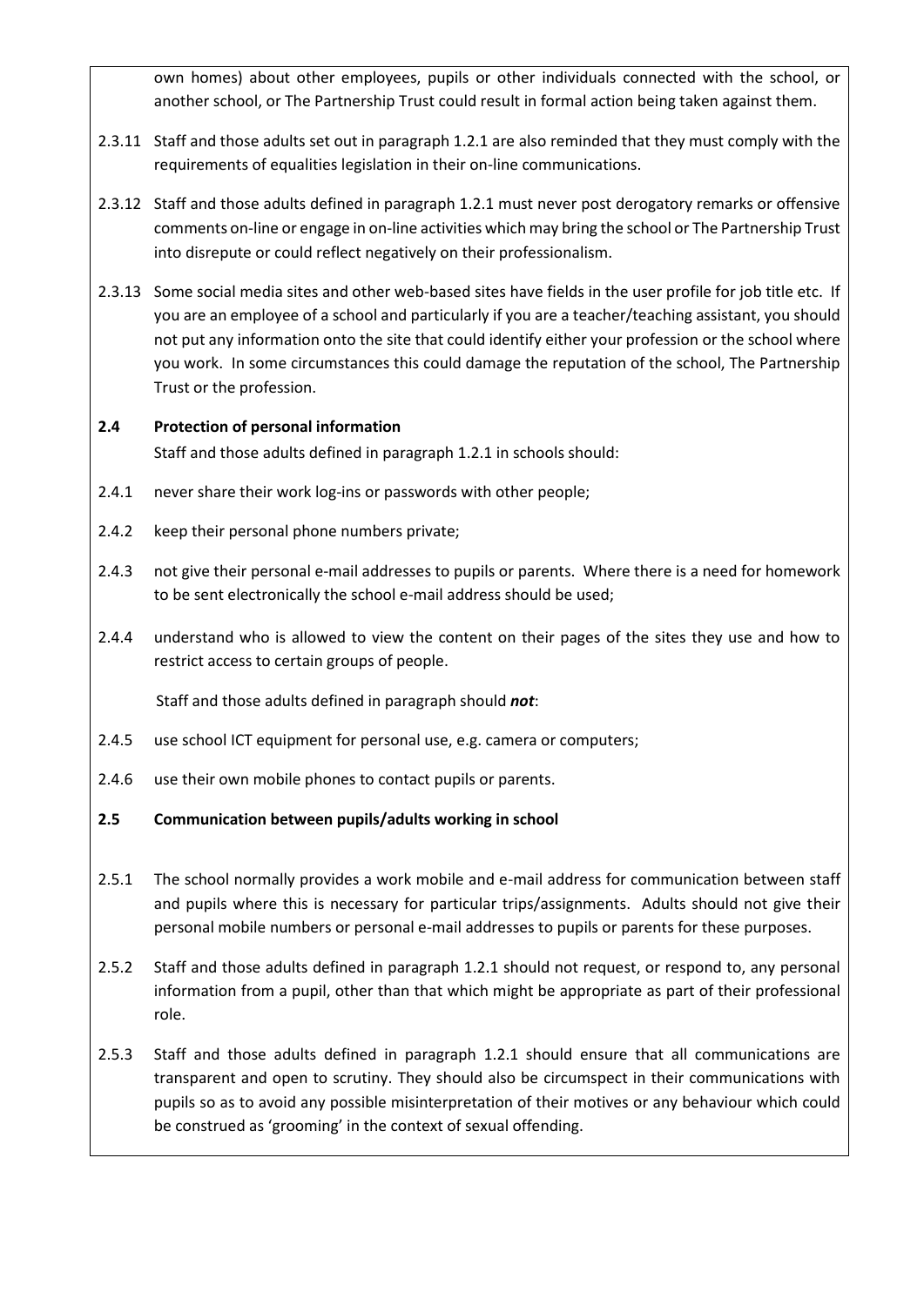own homes) about other employees, pupils or other individuals connected with the school, or another school, or The Partnership Trust could result in formal action being taken against them.

2.3.11 Staff and those adults set out in paragraph 1.2.1 are also reminded that they must comply with the requirements of equalities legislation in their on-line communications.

2.3.12 Staff and those adults defined in paragraph 1.2.1 must never post derogatory remarks or offensive comments on-line or engage in on-line activities which may bring the school or The Partnership Trust into disrepute or could reflect negatively on their professionalism.

2.3.13 Some social media sites and other web-based sites have fields in the user profile for job title etc. If you are an employee of a school and particularly if you are a teacher/teaching assistant, you should not put any information onto the site that could identify either your profession or the school where you work. In some circumstances this could damage the reputation of the school, The Partnership Trust or the profession.

**2.4 Protection of personal information**

Staff and those adults defined in paragraph 1.2.1 in schools should:

2.4.1 never share their work log-ins or passwords with other people;

2.4.2 keep their personal phone numbers private;

2.4.3 not give their personal e-mail addresses to pupils or parents. Where there is a need for homework to be sent electronically the school e-mail address should be used;

2.4.4 understand who is allowed to view the content on their pages of the sites they use and how to restrict access to certain groups of people.

Staff and those adults defined in paragraph should ***not***:

2.4.5 use school ICT equipment for personal use, e.g. camera or computers;

2.4.6 use their own mobile phones to contact pupils or parents.

**2.5 Communication between pupils/adults working in school**

2.5.1 The school normally provides a work mobile and e-mail address for communication between staff and pupils where this is necessary for particular trips/assignments. Adults should not give their personal mobile numbers or personal e-mail addresses to pupils or parents for these purposes.

2.5.2 Staff and those adults defined in paragraph 1.2.1 should not request, or respond to, any personal information from a pupil, other than that which might be appropriate as part of their professional role.

2.5.3 Staff and those adults defined in paragraph 1.2.1 should ensure that all communications are transparent and open to scrutiny. They should also be circumspect in their communications with pupils so as to avoid any possible misinterpretation of their motives or any behaviour which could be construed as 'grooming' in the context of sexual offending.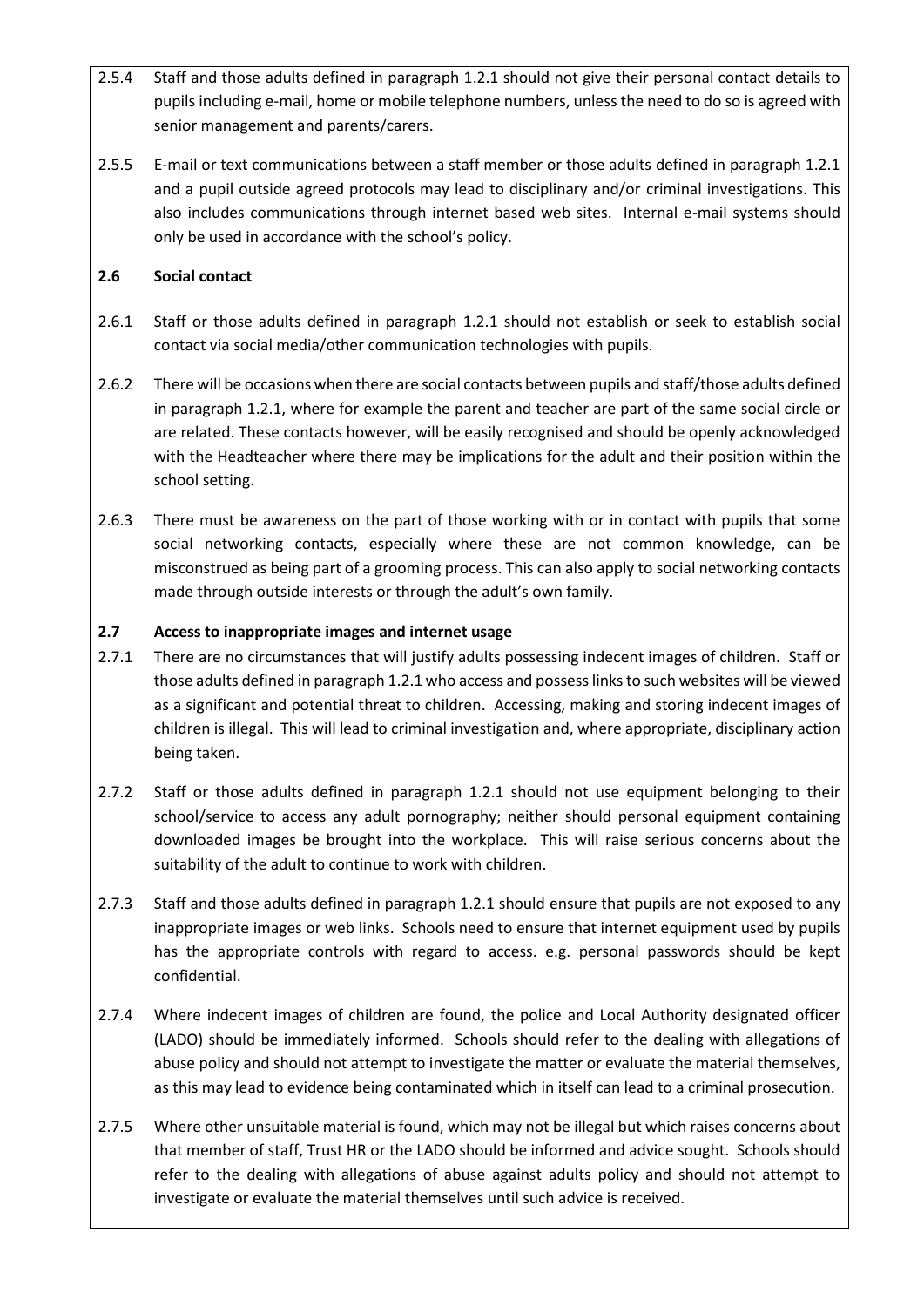2.5.4 Staff and those adults defined in paragraph 1.2.1 should not give their personal contact details to pupils including e-mail, home or mobile telephone numbers, unless the need to do so is agreed with senior management and parents/carers.

2.5.5 E-mail or text communications between a staff member or those adults defined in paragraph 1.2.1 and a pupil outside agreed protocols may lead to disciplinary and/or criminal investigations. This also includes communications through internet based web sites. Internal e-mail systems should only be used in accordance with the school's policy.

### 2.6 Social contact

2.6.1 Staff or those adults defined in paragraph 1.2.1 should not establish or seek to establish social contact via social media/other communication technologies with pupils.

2.6.2 There will be occasions when there are social contacts between pupils and staff/those adults defined in paragraph 1.2.1, where for example the parent and teacher are part of the same social circle or are related. These contacts however, will be easily recognised and should be openly acknowledged with the Headteacher where there may be implications for the adult and their position within the school setting.

2.6.3 There must be awareness on the part of those working with or in contact with pupils that some social networking contacts, especially where these are not common knowledge, can be misconstrued as being part of a grooming process. This can also apply to social networking contacts made through outside interests or through the adult's own family.

### 2.7 Access to inappropriate images and internet usage

2.7.1 There are no circumstances that will justify adults possessing indecent images of children. Staff or those adults defined in paragraph 1.2.1 who access and possess links to such websites will be viewed as a significant and potential threat to children. Accessing, making and storing indecent images of children is illegal. This will lead to criminal investigation and, where appropriate, disciplinary action being taken.

2.7.2 Staff or those adults defined in paragraph 1.2.1 should not use equipment belonging to their school/service to access any adult pornography; neither should personal equipment containing downloaded images be brought into the workplace. This will raise serious concerns about the suitability of the adult to continue to work with children.

2.7.3 Staff and those adults defined in paragraph 1.2.1 should ensure that pupils are not exposed to any inappropriate images or web links. Schools need to ensure that internet equipment used by pupils has the appropriate controls with regard to access. e.g. personal passwords should be kept confidential.

2.7.4 Where indecent images of children are found, the police and Local Authority designated officer (LADO) should be immediately informed. Schools should refer to the dealing with allegations of abuse policy and should not attempt to investigate the matter or evaluate the material themselves, as this may lead to evidence being contaminated which in itself can lead to a criminal prosecution.

2.7.5 Where other unsuitable material is found, which may not be illegal but which raises concerns about that member of staff, Trust HR or the LADO should be informed and advice sought. Schools should refer to the dealing with allegations of abuse against adults policy and should not attempt to investigate or evaluate the material themselves until such advice is received.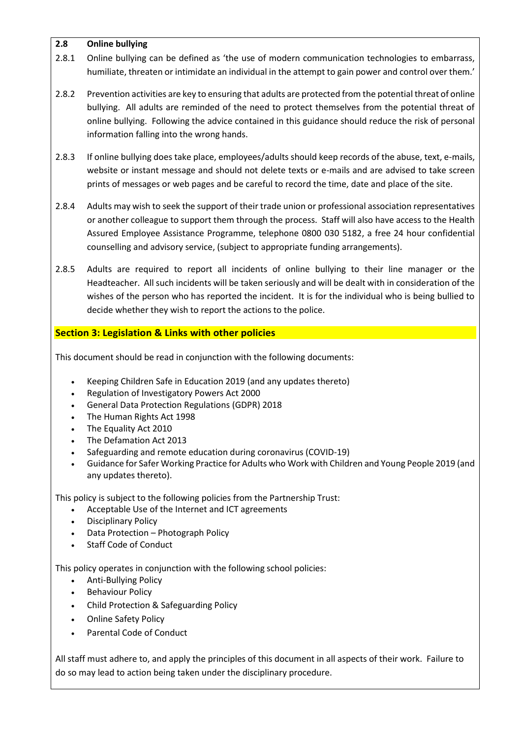### 2.8 Online bullying

2.8.1 Online bullying can be defined as 'the use of modern communication technologies to embarrass, humiliate, threaten or intimidate an individual in the attempt to gain power and control over them.'

2.8.2 Prevention activities are key to ensuring that adults are protected from the potential threat of online bullying. All adults are reminded of the need to protect themselves from the potential threat of online bullying. Following the advice contained in this guidance should reduce the risk of personal information falling into the wrong hands.

2.8.3 If online bullying does take place, employees/adults should keep records of the abuse, text, e-mails, website or instant message and should not delete texts or e-mails and are advised to take screen prints of messages or web pages and be careful to record the time, date and place of the site.

2.8.4 Adults may wish to seek the support of their trade union or professional association representatives or another colleague to support them through the process. Staff will also have access to the Health Assured Employee Assistance Programme, telephone 0800 030 5182, a free 24 hour confidential counselling and advisory service, (subject to appropriate funding arrangements).

2.8.5 Adults are required to report all incidents of online bullying to their line manager or the Headteacher. All such incidents will be taken seriously and will be dealt with in consideration of the wishes of the person who has reported the incident. It is for the individual who is being bullied to decide whether they wish to report the actions to the police.

## Section 3: Legislation & Links with other policies

This document should be read in conjunction with the following documents:

- Keeping Children Safe in Education 2019 (and any updates thereto)
- Regulation of Investigatory Powers Act 2000
- General Data Protection Regulations (GDPR) 2018
- The Human Rights Act 1998
- The Equality Act 2010
- The Defamation Act 2013
- Safeguarding and remote education during coronavirus (COVID-19)
- Guidance for Safer Working Practice for Adults who Work with Children and Young People 2019 (and any updates thereto).

This policy is subject to the following policies from the Partnership Trust:

- Acceptable Use of the Internet and ICT agreements
- Disciplinary Policy
- Data Protection – Photograph Policy
- Staff Code of Conduct

This policy operates in conjunction with the following school policies:

- Anti-Bullying Policy
- Behaviour Policy
- Child Protection & Safeguarding Policy
- Online Safety Policy
- Parental Code of Conduct

All staff must adhere to, and apply the principles of this document in all aspects of their work. Failure to do so may lead to action being taken under the disciplinary procedure.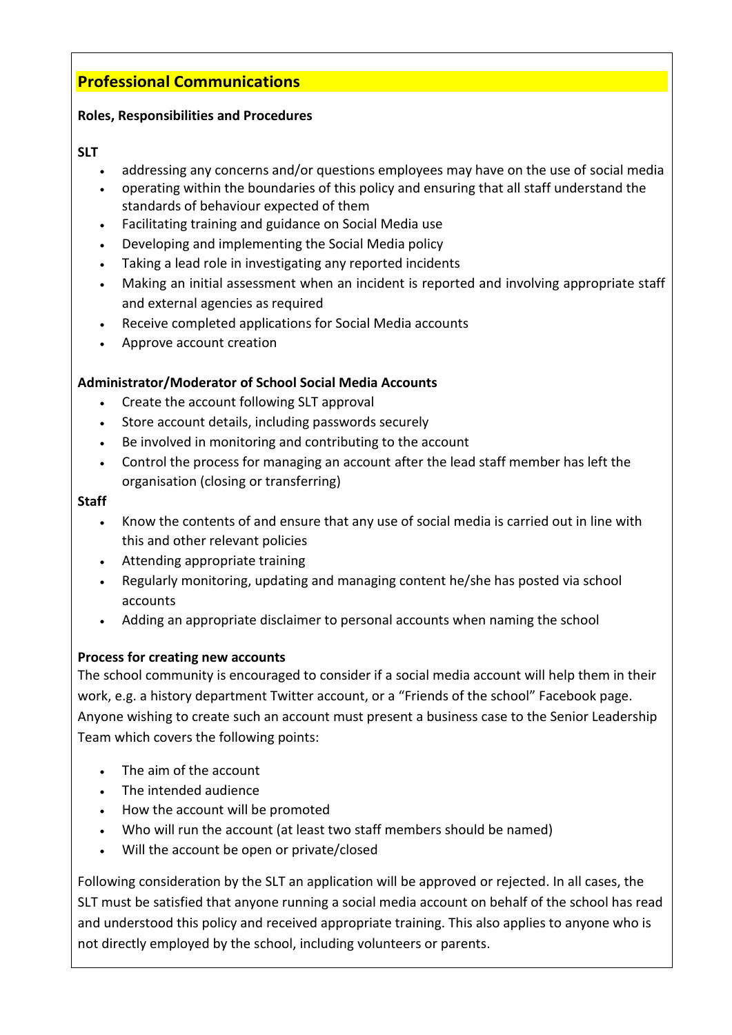## Professional Communications

**Roles, Responsibilities and Procedures**

**SLT**

- addressing any concerns and/or questions employees may have on the use of social media
- operating within the boundaries of this policy and ensuring that all staff understand the standards of behaviour expected of them
- Facilitating training and guidance on Social Media use
- Developing and implementing the Social Media policy
- Taking a lead role in investigating any reported incidents
- Making an initial assessment when an incident is reported and involving appropriate staff and external agencies as required
- Receive completed applications for Social Media accounts
- Approve account creation

**Administrator/Moderator of School Social Media Accounts**

- Create the account following SLT approval
- Store account details, including passwords securely
- Be involved in monitoring and contributing to the account
- Control the process for managing an account after the lead staff member has left the organisation (closing or transferring)

**Staff**

- Know the contents of and ensure that any use of social media is carried out in line with this and other relevant policies
- Attending appropriate training
- Regularly monitoring, updating and managing content he/she has posted via school accounts
- Adding an appropriate disclaimer to personal accounts when naming the school

**Process for creating new accounts**

The school community is encouraged to consider if a social media account will help them in their work, e.g. a history department Twitter account, or a "Friends of the school" Facebook page. Anyone wishing to create such an account must present a business case to the Senior Leadership Team which covers the following points:

- The aim of the account
- The intended audience
- How the account will be promoted
- Who will run the account (at least two staff members should be named)
- Will the account be open or private/closed

Following consideration by the SLT an application will be approved or rejected. In all cases, the SLT must be satisfied that anyone running a social media account on behalf of the school has read and understood this policy and received appropriate training. This also applies to anyone who is not directly employed by the school, including volunteers or parents.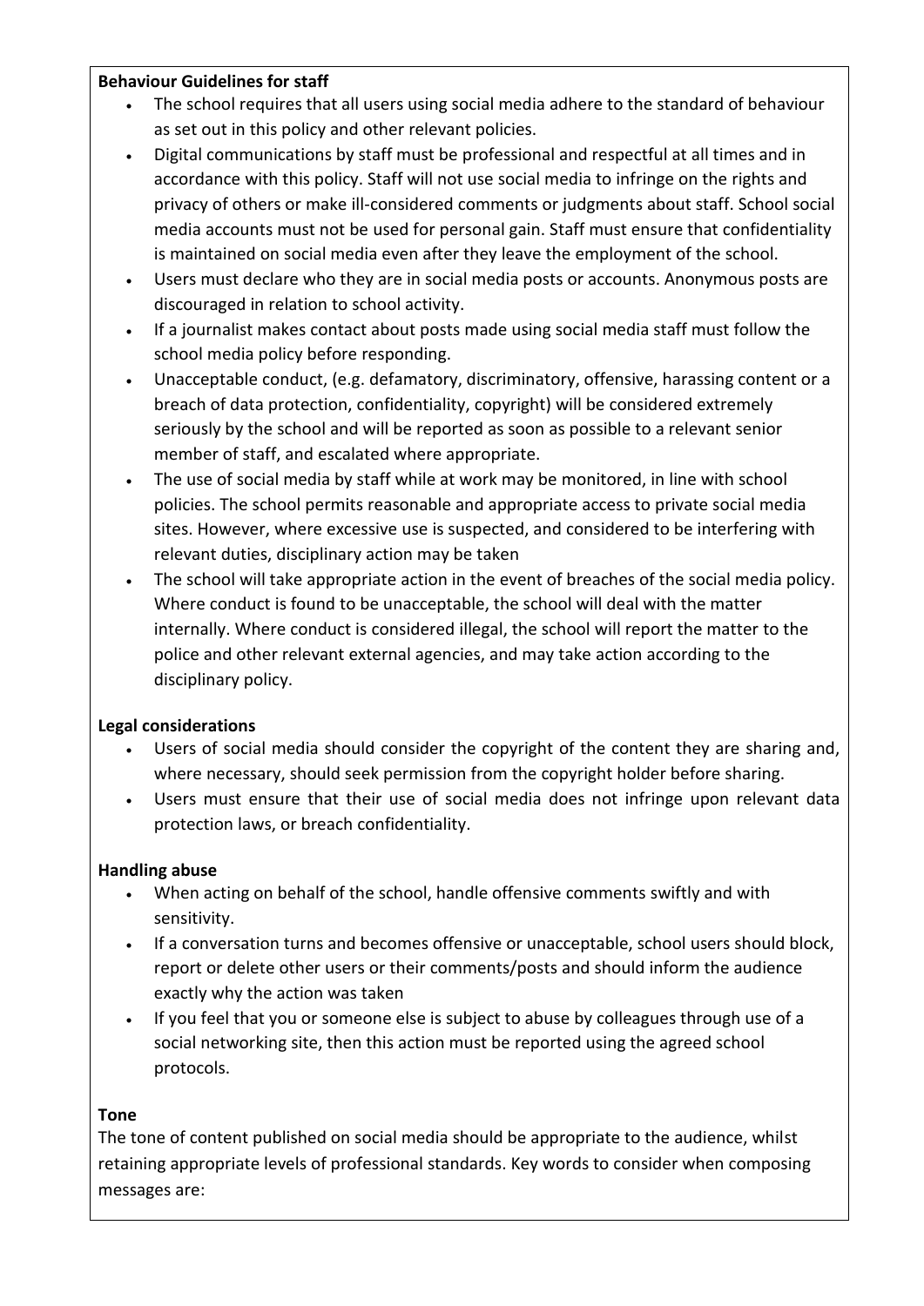**Behaviour Guidelines for staff**

- The school requires that all users using social media adhere to the standard of behaviour as set out in this policy and other relevant policies.
- Digital communications by staff must be professional and respectful at all times and in accordance with this policy. Staff will not use social media to infringe on the rights and privacy of others or make ill-considered comments or judgments about staff. School social media accounts must not be used for personal gain. Staff must ensure that confidentiality is maintained on social media even after they leave the employment of the school.
- Users must declare who they are in social media posts or accounts. Anonymous posts are discouraged in relation to school activity.
- If a journalist makes contact about posts made using social media staff must follow the school media policy before responding.
- Unacceptable conduct, (e.g. defamatory, discriminatory, offensive, harassing content or a breach of data protection, confidentiality, copyright) will be considered extremely seriously by the school and will be reported as soon as possible to a relevant senior member of staff, and escalated where appropriate.
- The use of social media by staff while at work may be monitored, in line with school policies. The school permits reasonable and appropriate access to private social media sites. However, where excessive use is suspected, and considered to be interfering with relevant duties, disciplinary action may be taken
- The school will take appropriate action in the event of breaches of the social media policy. Where conduct is found to be unacceptable, the school will deal with the matter internally. Where conduct is considered illegal, the school will report the matter to the police and other relevant external agencies, and may take action according to the disciplinary policy.

**Legal considerations**

- Users of social media should consider the copyright of the content they are sharing and, where necessary, should seek permission from the copyright holder before sharing.
- Users must ensure that their use of social media does not infringe upon relevant data protection laws, or breach confidentiality.

**Handling abuse**

- When acting on behalf of the school, handle offensive comments swiftly and with sensitivity.
- If a conversation turns and becomes offensive or unacceptable, school users should block, report or delete other users or their comments/posts and should inform the audience exactly why the action was taken
- If you feel that you or someone else is subject to abuse by colleagues through use of a social networking site, then this action must be reported using the agreed school protocols.

**Tone**

The tone of content published on social media should be appropriate to the audience, whilst retaining appropriate levels of professional standards. Key words to consider when composing messages are: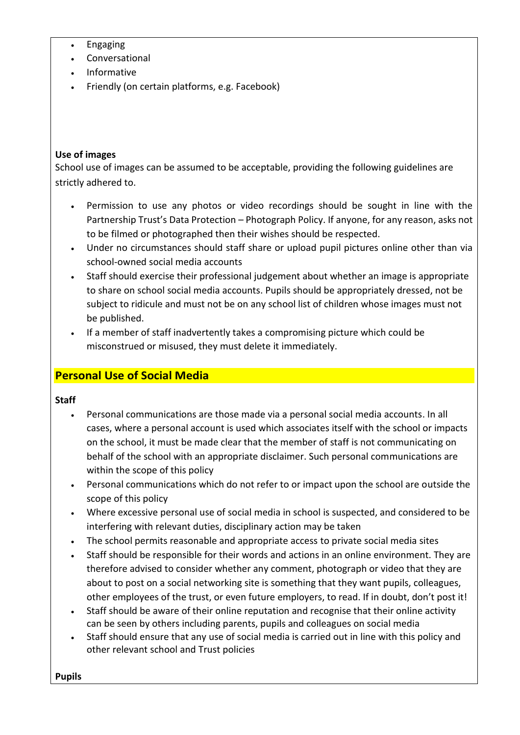- Engaging
- Conversational
- Informative
- Friendly (on certain platforms, e.g. Facebook)

**Use of images**

School use of images can be assumed to be acceptable, providing the following guidelines are strictly adhered to.

- Permission to use any photos or video recordings should be sought in line with the Partnership Trust's Data Protection – Photograph Policy. If anyone, for any reason, asks not to be filmed or photographed then their wishes should be respected.
- Under no circumstances should staff share or upload pupil pictures online other than via school-owned social media accounts
- Staff should exercise their professional judgement about whether an image is appropriate to share on school social media accounts. Pupils should be appropriately dressed, not be subject to ridicule and must not be on any school list of children whose images must not be published.
- If a member of staff inadvertently takes a compromising picture which could be misconstrued or misused, they must delete it immediately.

## Personal Use of Social Media

**Staff**

- Personal communications are those made via a personal social media accounts. In all cases, where a personal account is used which associates itself with the school or impacts on the school, it must be made clear that the member of staff is not communicating on behalf of the school with an appropriate disclaimer. Such personal communications are within the scope of this policy
- Personal communications which do not refer to or impact upon the school are outside the scope of this policy
- Where excessive personal use of social media in school is suspected, and considered to be interfering with relevant duties, disciplinary action may be taken
- The school permits reasonable and appropriate access to private social media sites
- Staff should be responsible for their words and actions in an online environment. They are therefore advised to consider whether any comment, photograph or video that they are about to post on a social networking site is something that they want pupils, colleagues, other employees of the trust, or even future employers, to read. If in doubt, don't post it!
- Staff should be aware of their online reputation and recognise that their online activity can be seen by others including parents, pupils and colleagues on social media
- Staff should ensure that any use of social media is carried out in line with this policy and other relevant school and Trust policies

**Pupils**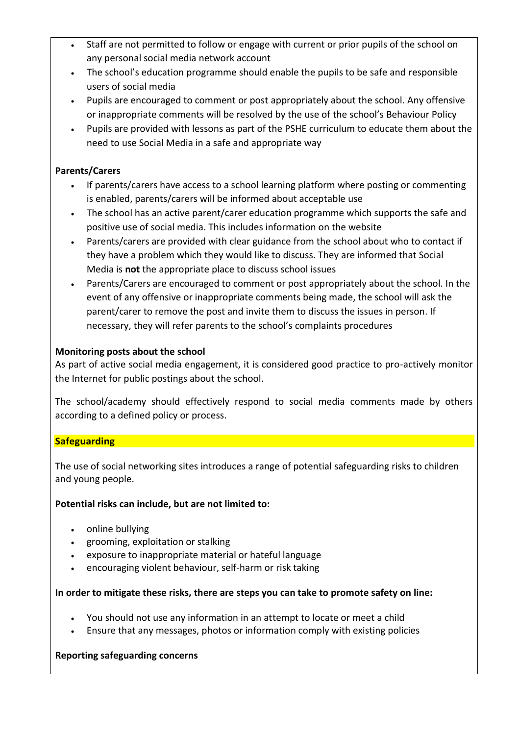- Staff are not permitted to follow or engage with current or prior pupils of the school on any personal social media network account
- The school's education programme should enable the pupils to be safe and responsible users of social media
- Pupils are encouraged to comment or post appropriately about the school. Any offensive or inappropriate comments will be resolved by the use of the school's Behaviour Policy
- Pupils are provided with lessons as part of the PSHE curriculum to educate them about the need to use Social Media in a safe and appropriate way

**Parents/Carers**

- If parents/carers have access to a school learning platform where posting or commenting is enabled, parents/carers will be informed about acceptable use
- The school has an active parent/carer education programme which supports the safe and positive use of social media. This includes information on the website
- Parents/carers are provided with clear guidance from the school about who to contact if they have a problem which they would like to discuss. They are informed that Social Media is **not** the appropriate place to discuss school issues
- Parents/Carers are encouraged to comment or post appropriately about the school. In the event of any offensive or inappropriate comments being made, the school will ask the parent/carer to remove the post and invite them to discuss the issues in person. If necessary, they will refer parents to the school's complaints procedures

**Monitoring posts about the school**

As part of active social media engagement, it is considered good practice to pro-actively monitor the Internet for public postings about the school.

The school/academy should effectively respond to social media comments made by others according to a defined policy or process.

## Safeguarding

The use of social networking sites introduces a range of potential safeguarding risks to children and young people.

**Potential risks can include, but are not limited to:**

- online bullying
- grooming, exploitation or stalking
- exposure to inappropriate material or hateful language
- encouraging violent behaviour, self-harm or risk taking

**In order to mitigate these risks, there are steps you can take to promote safety on line:**

- You should not use any information in an attempt to locate or meet a child
- Ensure that any messages, photos or information comply with existing policies

**Reporting safeguarding concerns**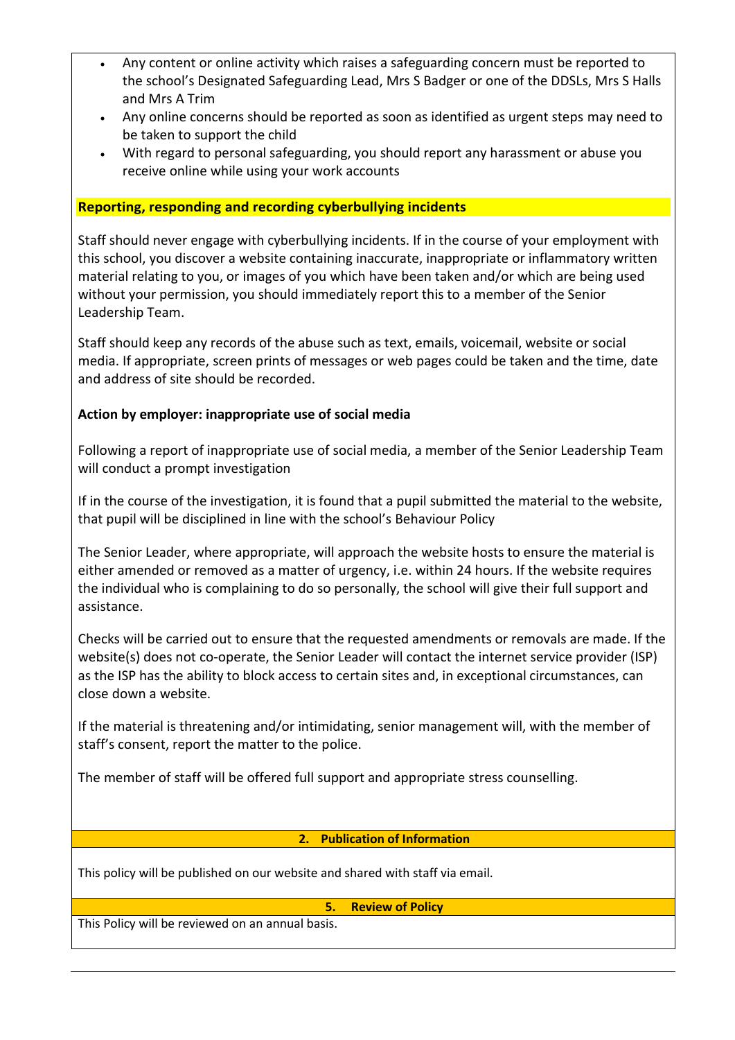- Any content or online activity which raises a safeguarding concern must be reported to the school's Designated Safeguarding Lead, Mrs S Badger or one of the DDSLs, Mrs S Halls and Mrs A Trim
- Any online concerns should be reported as soon as identified as urgent steps may need to be taken to support the child
- With regard to personal safeguarding, you should report any harassment or abuse you receive online while using your work accounts

**Reporting, responding and recording cyberbullying incidents**

Staff should never engage with cyberbullying incidents. If in the course of your employment with this school, you discover a website containing inaccurate, inappropriate or inflammatory written material relating to you, or images of you which have been taken and/or which are being used without your permission, you should immediately report this to a member of the Senior Leadership Team.

Staff should keep any records of the abuse such as text, emails, voicemail, website or social media. If appropriate, screen prints of messages or web pages could be taken and the time, date and address of site should be recorded.

**Action by employer: inappropriate use of social media**

Following a report of inappropriate use of social media, a member of the Senior Leadership Team will conduct a prompt investigation

If in the course of the investigation, it is found that a pupil submitted the material to the website, that pupil will be disciplined in line with the school's Behaviour Policy

The Senior Leader, where appropriate, will approach the website hosts to ensure the material is either amended or removed as a matter of urgency, i.e. within 24 hours. If the website requires the individual who is complaining to do so personally, the school will give their full support and assistance.

Checks will be carried out to ensure that the requested amendments or removals are made. If the website(s) does not co-operate, the Senior Leader will contact the internet service provider (ISP) as the ISP has the ability to block access to certain sites and, in exceptional circumstances, can close down a website.

If the material is threatening and/or intimidating, senior management will, with the member of staff's consent, report the matter to the police.

The member of staff will be offered full support and appropriate stress counselling.

## 2. Publication of Information

This policy will be published on our website and shared with staff via email.

## 5. Review of Policy

This Policy will be reviewed on an annual basis.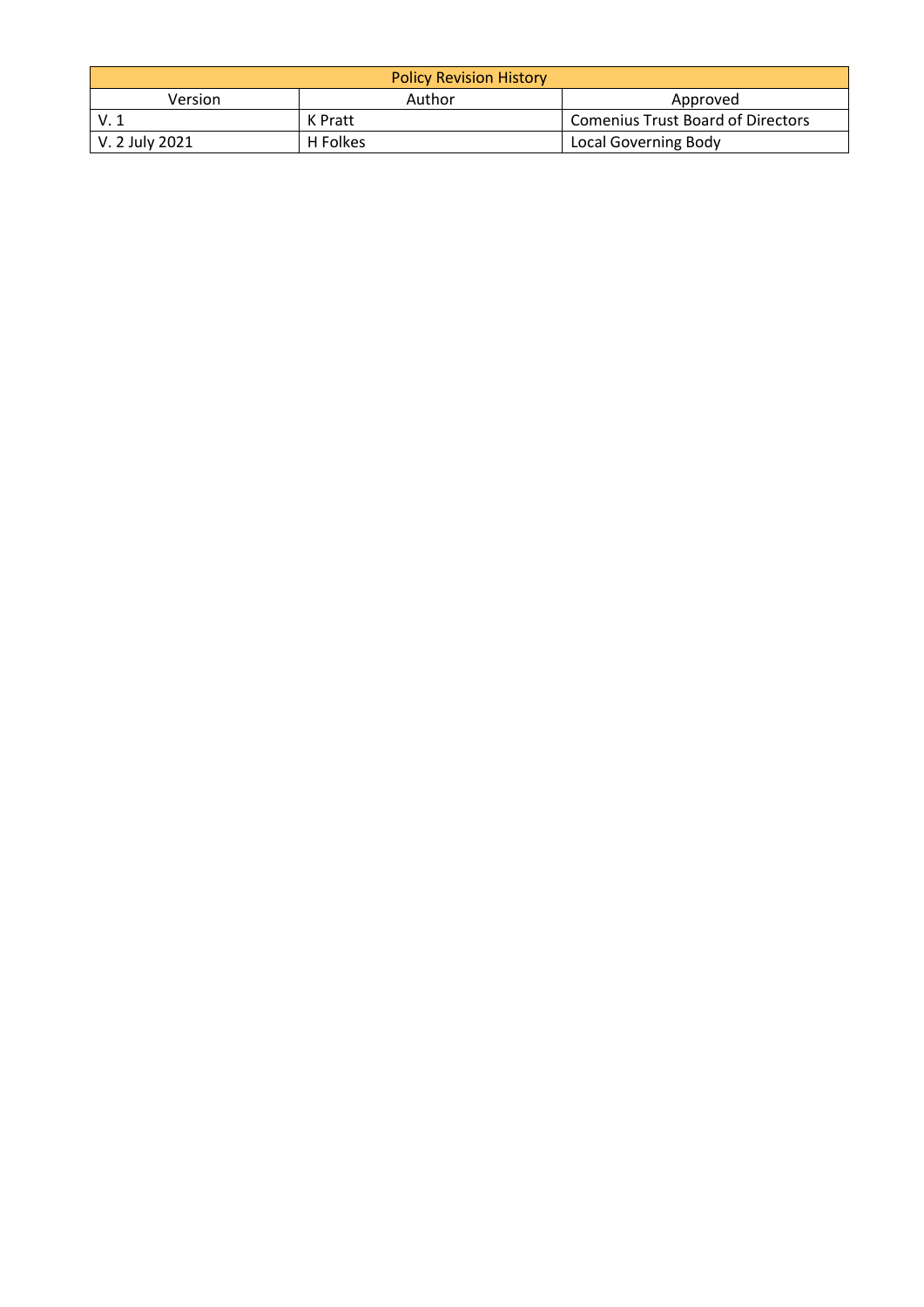| Policy Revision History | | |
|---|---|---|
| Version | Author | Approved |
| V. 1 | K Pratt | Comenius Trust Board of Directors |
| V. 2 July 2021 | H Folkes | Local Governing Body |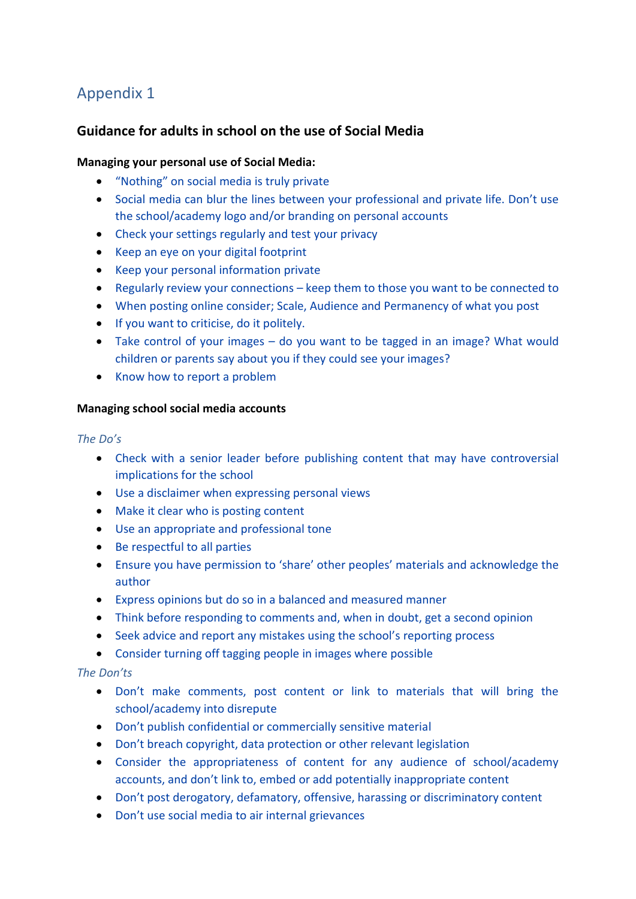# Appendix 1

## Guidance for adults in school on the use of Social Media

**Managing your personal use of Social Media:**

- "Nothing" on social media is truly private
- Social media can blur the lines between your professional and private life. Don't use the school/academy logo and/or branding on personal accounts
- Check your settings regularly and test your privacy
- Keep an eye on your digital footprint
- Keep your personal information private
- Regularly review your connections – keep them to those you want to be connected to
- When posting online consider; Scale, Audience and Permanency of what you post
- If you want to criticise, do it politely.
- Take control of your images – do you want to be tagged in an image? What would children or parents say about you if they could see your images?
- Know how to report a problem

**Managing school social media accounts**

*The Do's*

- Check with a senior leader before publishing content that may have controversial implications for the school
- Use a disclaimer when expressing personal views
- Make it clear who is posting content
- Use an appropriate and professional tone
- Be respectful to all parties
- Ensure you have permission to 'share' other peoples' materials and acknowledge the author
- Express opinions but do so in a balanced and measured manner
- Think before responding to comments and, when in doubt, get a second opinion
- Seek advice and report any mistakes using the school's reporting process
- Consider turning off tagging people in images where possible

*The Don'ts*

- Don't make comments, post content or link to materials that will bring the school/academy into disrepute
- Don't publish confidential or commercially sensitive material
- Don't breach copyright, data protection or other relevant legislation
- Consider the appropriateness of content for any audience of school/academy accounts, and don't link to, embed or add potentially inappropriate content
- Don't post derogatory, defamatory, offensive, harassing or discriminatory content
- Don't use social media to air internal grievances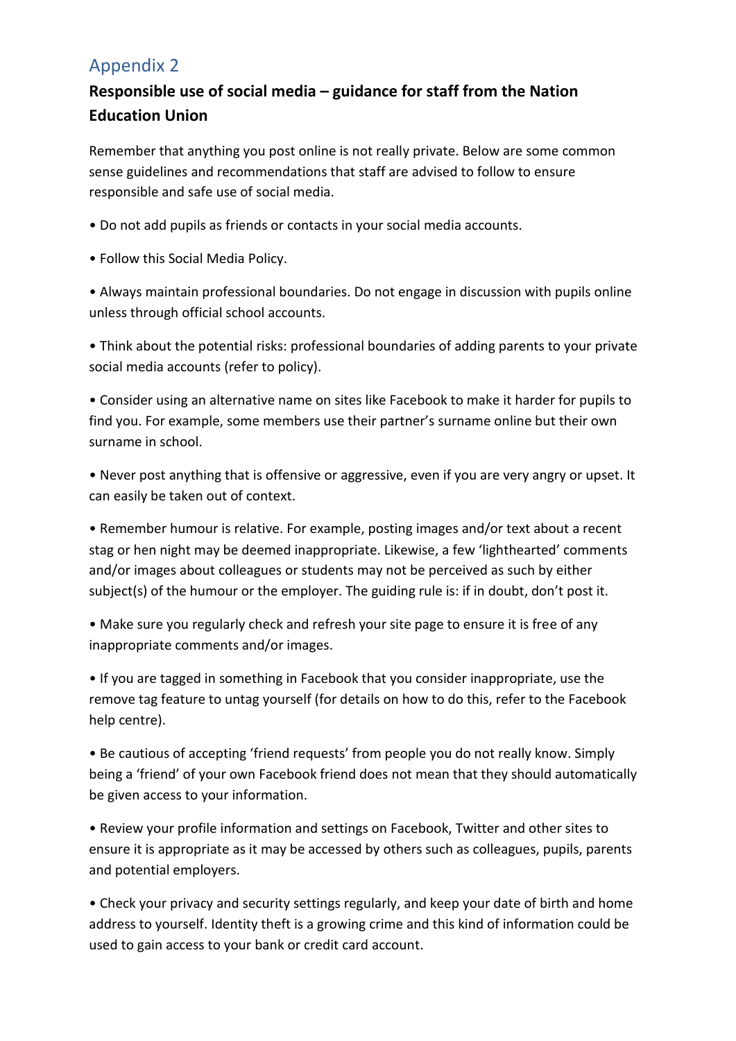## Appendix 2

### Responsible use of social media – guidance for staff from the Nation Education Union

Remember that anything you post online is not really private. Below are some common sense guidelines and recommendations that staff are advised to follow to ensure responsible and safe use of social media.

- Do not add pupils as friends or contacts in your social media accounts.
- Follow this Social Media Policy.
- Always maintain professional boundaries. Do not engage in discussion with pupils online unless through official school accounts.
- Think about the potential risks: professional boundaries of adding parents to your private social media accounts (refer to policy).
- Consider using an alternative name on sites like Facebook to make it harder for pupils to find you. For example, some members use their partner's surname online but their own surname in school.
- Never post anything that is offensive or aggressive, even if you are very angry or upset. It can easily be taken out of context.
- Remember humour is relative. For example, posting images and/or text about a recent stag or hen night may be deemed inappropriate. Likewise, a few 'lighthearted' comments and/or images about colleagues or students may not be perceived as such by either subject(s) of the humour or the employer. The guiding rule is: if in doubt, don't post it.
- Make sure you regularly check and refresh your site page to ensure it is free of any inappropriate comments and/or images.
- If you are tagged in something in Facebook that you consider inappropriate, use the remove tag feature to untag yourself (for details on how to do this, refer to the Facebook help centre).
- Be cautious of accepting 'friend requests' from people you do not really know. Simply being a 'friend' of your own Facebook friend does not mean that they should automatically be given access to your information.
- Review your profile information and settings on Facebook, Twitter and other sites to ensure it is appropriate as it may be accessed by others such as colleagues, pupils, parents and potential employers.
- Check your privacy and security settings regularly, and keep your date of birth and home address to yourself. Identity theft is a growing crime and this kind of information could be used to gain access to your bank or credit card account.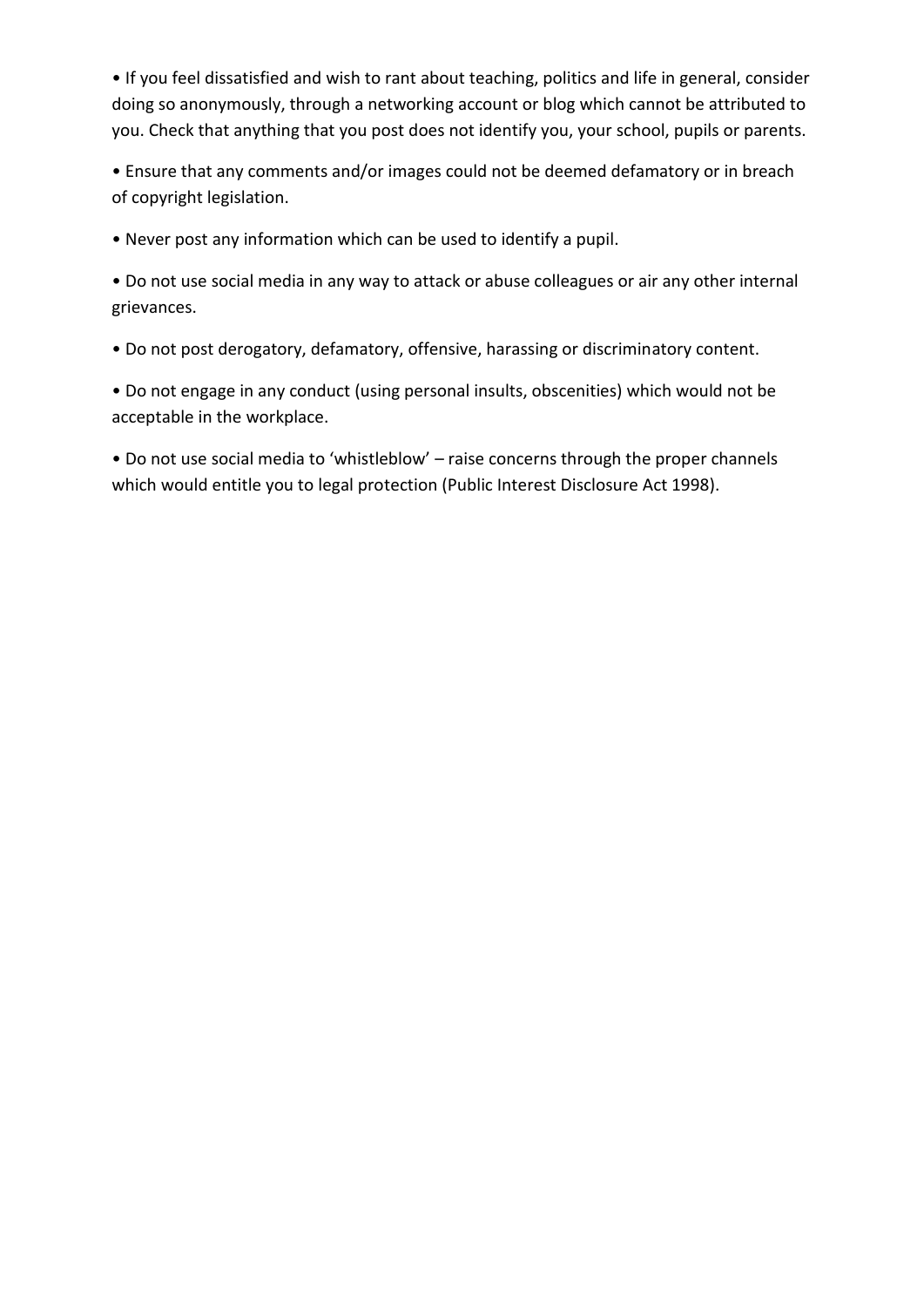- If you feel dissatisfied and wish to rant about teaching, politics and life in general, consider doing so anonymously, through a networking account or blog which cannot be attributed to you. Check that anything that you post does not identify you, your school, pupils or parents.

- Ensure that any comments and/or images could not be deemed defamatory or in breach of copyright legislation.

- Never post any information which can be used to identify a pupil.

- Do not use social media in any way to attack or abuse colleagues or air any other internal grievances.

- Do not post derogatory, defamatory, offensive, harassing or discriminatory content.

- Do not engage in any conduct (using personal insults, obscenities) which would not be acceptable in the workplace.

- Do not use social media to 'whistleblow' – raise concerns through the proper channels which would entitle you to legal protection (Public Interest Disclosure Act 1998).